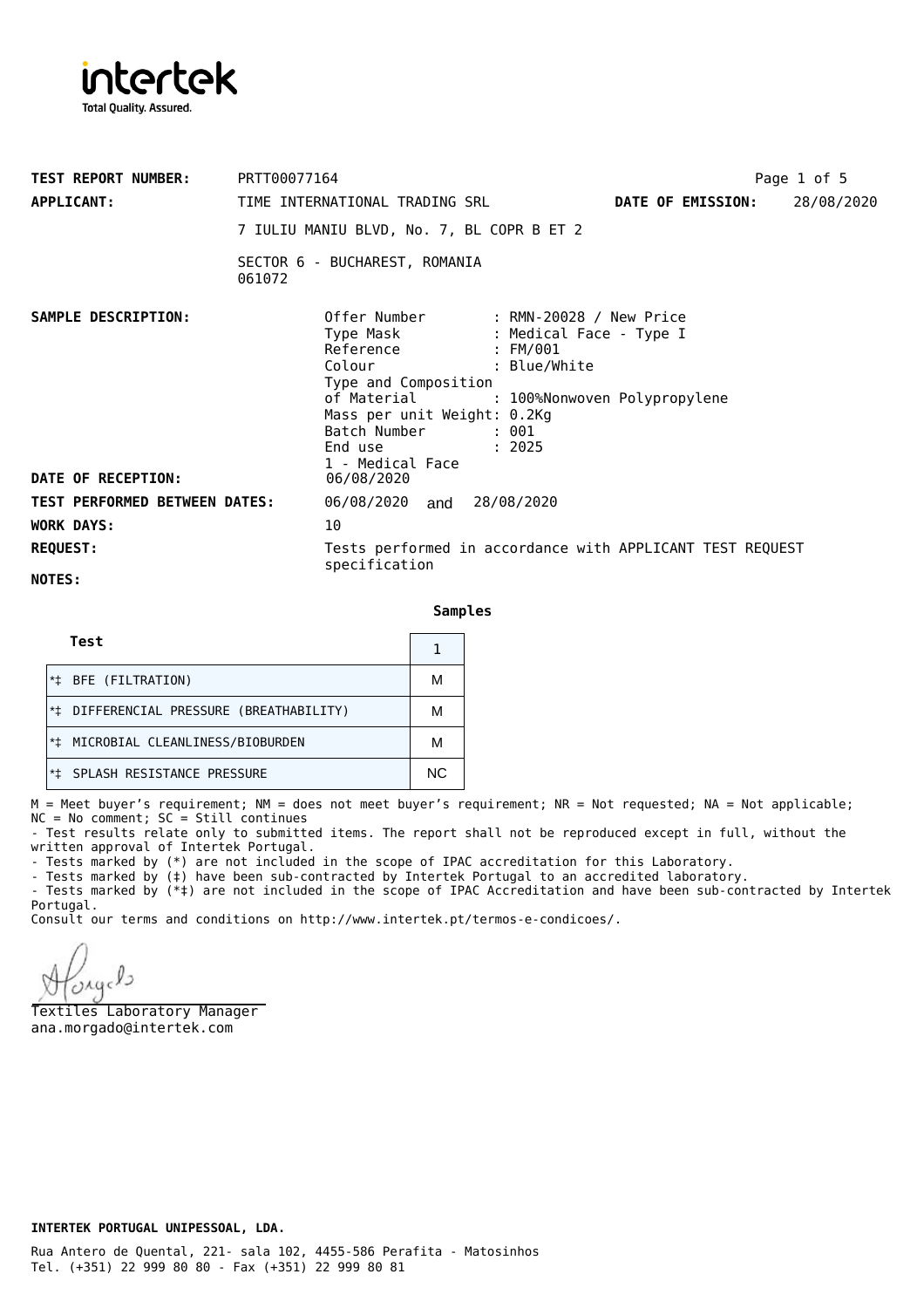intertek
Total Quality. Assured.

**TEST REPORT NUMBER:** PRTT00077164

**APPLICANT:** TIME INTERNATIONAL TRADING SRL **DATE OF EMISSION:** 28/08/2020

7 IULIU MANIU BLVD, No. 7, BL COPR B ET 2

SECTOR 6 - BUCHAREST, ROMANIA
061072

**SAMPLE DESCRIPTION:**

Offer Number : RMN-20028 / New Price
Type Mask : Medical Face - Type I
Reference : FM/001
Colour : Blue/White
Type and Composition of Material : 100%Nonwoven Polypropylene
Mass per unit Weight: 0.2Kg
Batch Number : 001
End use : 2025
1 - Medical Face

**DATE OF RECEPTION:** 06/08/2020

**TEST PERFORMED BETWEEN DATES:** 06/08/2020 and 28/08/2020

**WORK DAYS:** 10

**REQUEST:** Tests performed in accordance with APPLICANT TEST REQUEST specification

**NOTES:**

| Test | Samples 1 |
|---|---|
| *‡ BFE (FILTRATION) | M |
| *‡ DIFFERENCIAL PRESSURE (BREATHABILITY) | M |
| *‡ MICROBIAL CLEANLINESS/BIOBURDEN | M |
| *‡ SPLASH RESISTANCE PRESSURE | NC |

M = Meet buyer's requirement; NM = does not meet buyer's requirement; NR = Not requested; NA = Not applicable; NC = No comment; SC = Still continues

- Test results relate only to submitted items. The report shall not be reproduced except in full, without the written approval of Intertek Portugal.
- Tests marked by (*) are not included in the scope of IPAC accreditation for this Laboratory.
- Tests marked by (‡) have been sub-contracted by Intertek Portugal to an accredited laboratory.
- Tests marked by (*‡) are not included in the scope of IPAC Accreditation and have been sub-contracted by Intertek Portugal.

Consult our terms and conditions on http://www.intertek.pt/termos-e-condicoes/.

Textiles Laboratory Manager
ana.morgado@intertek.com

**INTERTEK PORTUGAL UNIPESSOAL, LDA.**

Rua Antero de Quental, 221- sala 102, 4455-586 Perafita - Matosinhos
Tel. (+351) 22 999 80 80 - Fax (+351) 22 999 80 81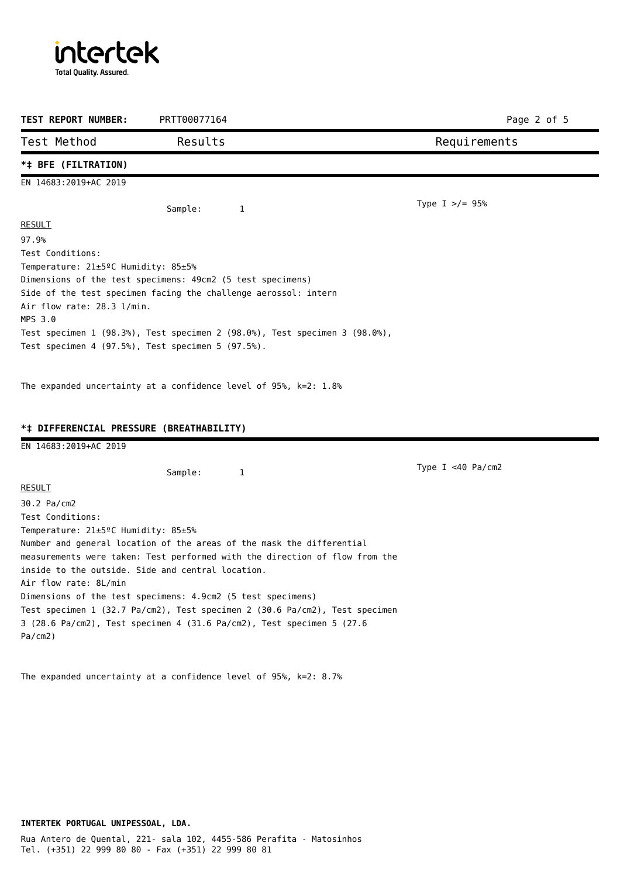**TEST REPORT NUMBER:** PRTT00077164

| Test Method | Results | Requirements |
|---|---|---|

**\*‡ BFE (FILTRATION)**

EN 14683:2019+AC 2019

Sample: 1 — Type I >/= 95%

RESULT

97.9%

Test Conditions:
Temperature: 21±5ºC Humidity: 85±5%
Dimensions of the test specimens: 49cm2 (5 test specimens)
Side of the test specimen facing the challenge aerossol: intern
Air flow rate: 28.3 l/min.
MPS 3.0
Test specimen 1 (98.3%), Test specimen 2 (98.0%), Test specimen 3 (98.0%), Test specimen 4 (97.5%), Test specimen 5 (97.5%).

The expanded uncertainty at a confidence level of 95%, k=2: 1.8%

**\*‡ DIFFERENCIAL PRESSURE (BREATHABILITY)**

EN 14683:2019+AC 2019

Sample: 1 — Type I <40 Pa/cm2

RESULT

30.2 Pa/cm2

Test Conditions:
Temperature: 21±5ºC Humidity: 85±5%
Number and general location of the areas of the mask the differential measurements were taken: Test performed with the direction of flow from the inside to the outside. Side and central location.
Air flow rate: 8L/min
Dimensions of the test specimens: 4.9cm2 (5 test specimens)
Test specimen 1 (32.7 Pa/cm2), Test specimen 2 (30.6 Pa/cm2), Test specimen 3 (28.6 Pa/cm2), Test specimen 4 (31.6 Pa/cm2), Test specimen 5 (27.6 Pa/cm2)

The expanded uncertainty at a confidence level of 95%, k=2: 8.7%

**INTERTEK PORTUGAL UNIPESSOAL, LDA.**

Rua Antero de Quental, 221- sala 102, 4455-586 Perafita - Matosinhos
Tel. (+351) 22 999 80 80 - Fax (+351) 22 999 80 81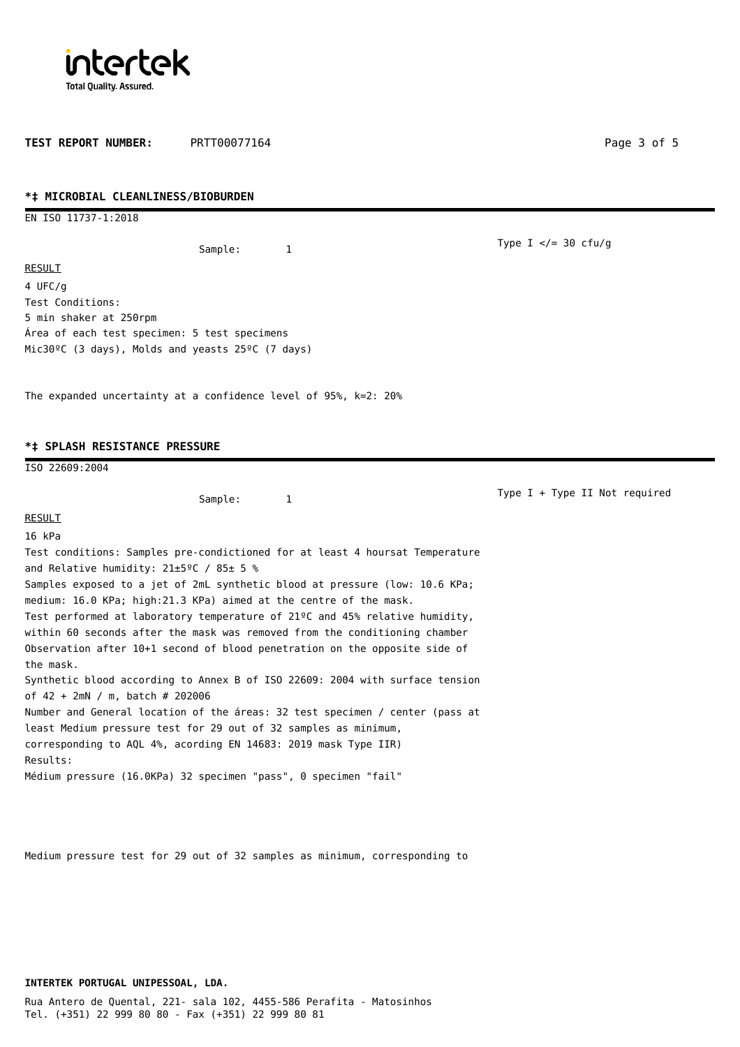**TEST REPORT NUMBER:** PRTT00077164

**\*‡ MICROBIAL CLEANLINESS/BIOBURDEN**

EN ISO 11737-1:2018

Sample: 1

Type I </= 30 cfu/g

RESULT

4 UFC/g
Test Conditions:
5 min shaker at 250rpm
Área of each test specimen: 5 test specimens
Mic30ºC (3 days), Molds and yeasts 25ºC (7 days)

The expanded uncertainty at a confidence level of 95%, k=2: 20%

**\*‡ SPLASH RESISTANCE PRESSURE**

ISO 22609:2004

Sample: 1

Type I + Type II Not required

RESULT

16 kPa
Test conditions: Samples pre-condictioned for at least 4 hoursat Temperature and Relative humidity: 21±5ºC / 85± 5 %
Samples exposed to a jet of 2mL synthetic blood at pressure (low: 10.6 KPa; medium: 16.0 KPa; high:21.3 KPa) aimed at the centre of the mask.
Test performed at laboratory temperature of 21ºC and 45% relative humidity, within 60 seconds after the mask was removed from the conditioning chamber
Observation after 10+1 second of blood penetration on the opposite side of the mask.
Synthetic blood according to Annex B of ISO 22609: 2004 with surface tension of 42 + 2mN / m, batch # 202006
Number and General location of the áreas: 32 test specimen / center (pass at least Medium pressure test for 29 out of 32 samples as minimum, corresponding to AQL 4%, acording EN 14683: 2019 mask Type IIR)
Results:
Médium pressure (16.0KPa) 32 specimen "pass", 0 specimen "fail"

Medium pressure test for 29 out of 32 samples as minimum, corresponding to

**INTERTEK PORTUGAL UNIPESSOAL, LDA.**

Rua Antero de Quental, 221- sala 102, 4455-586 Perafita - Matosinhos
Tel. (+351) 22 999 80 80 - Fax (+351) 22 999 80 81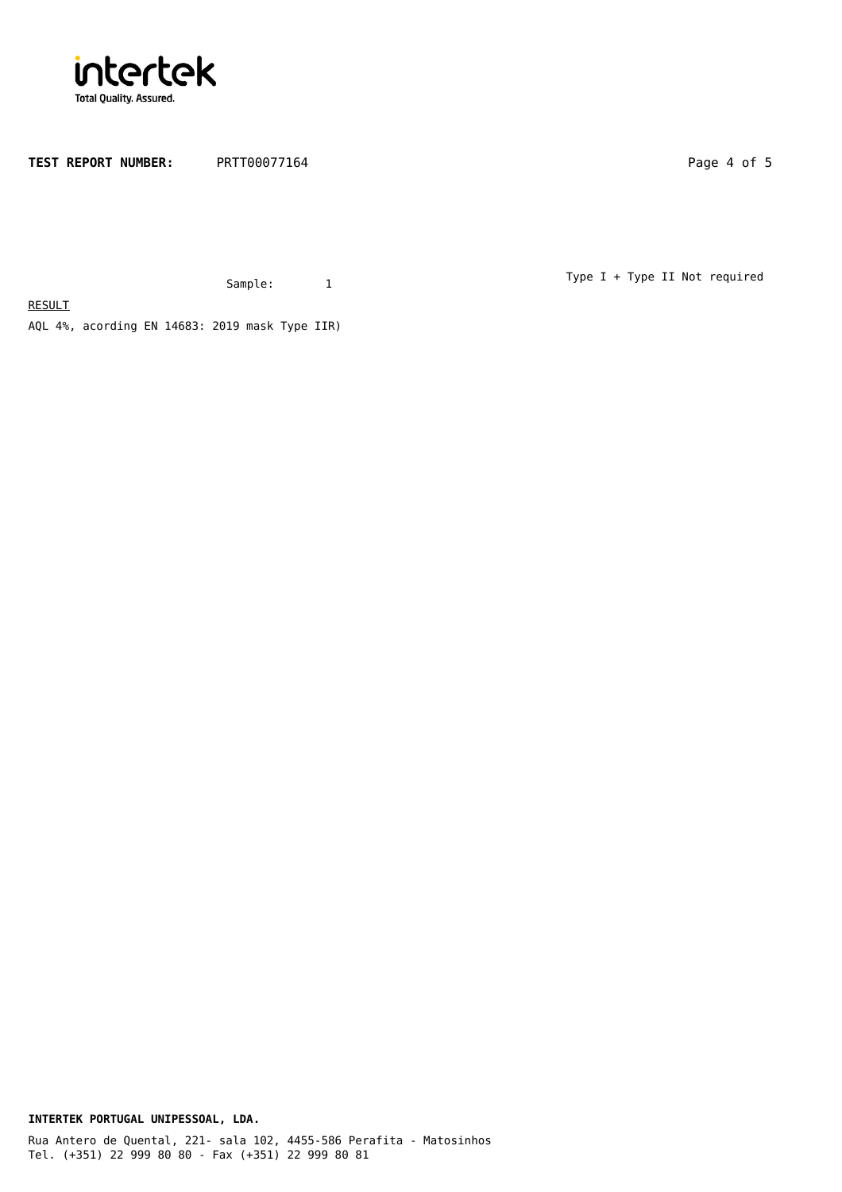**TEST REPORT NUMBER:** PRTT00077164

Sample: 1

Type I + Type II Not required

RESULT

AQL 4%, acording EN 14683: 2019 mask Type IIR)

**INTERTEK PORTUGAL UNIPESSOAL, LDA.**

Rua Antero de Quental, 221- sala 102, 4455-586 Perafita - Matosinhos
Tel. (+351) 22 999 80 80 - Fax (+351) 22 999 80 81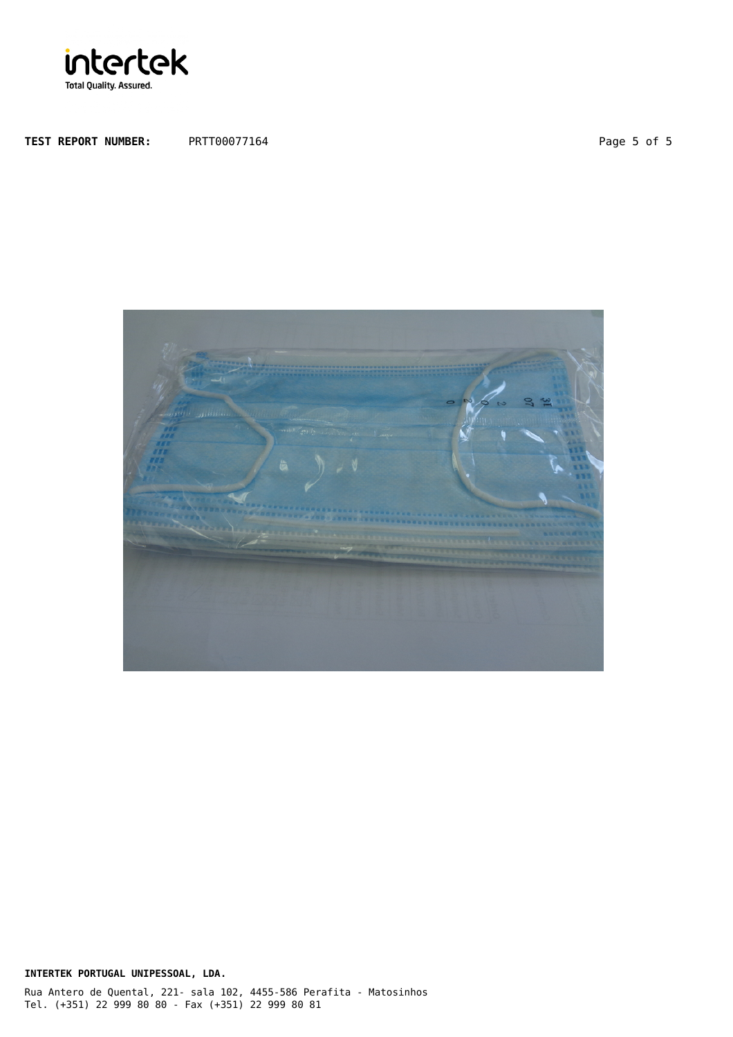**TEST REPORT NUMBER:** PRTT00077164

**INTERTEK PORTUGAL UNIPESSOAL, LDA.**

Rua Antero de Quental, 221- sala 102, 4455-586 Perafita - Matosinhos
Tel. (+351) 22 999 80 80 - Fax (+351) 22 999 80 81